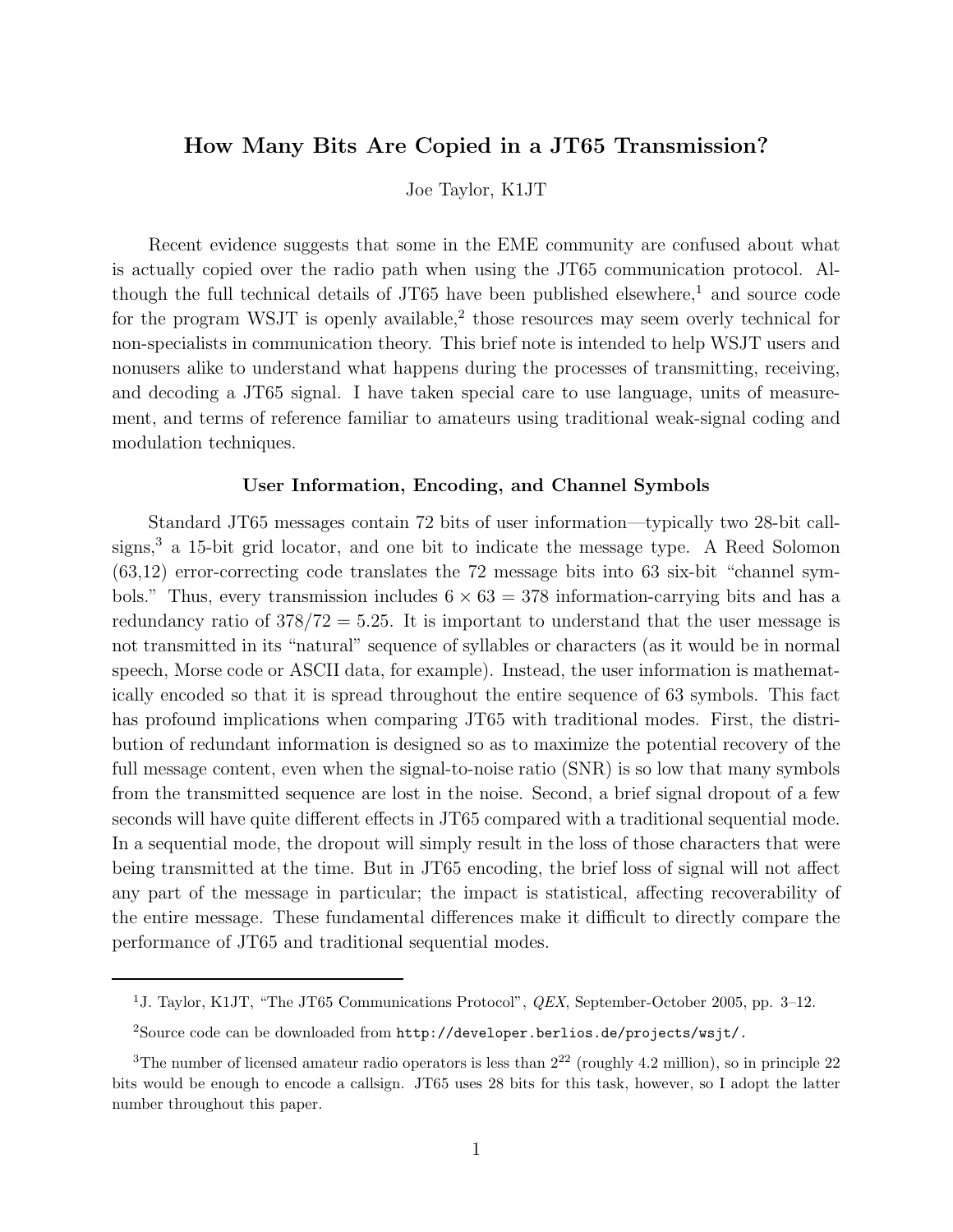# How Many Bits Are Copied in a JT65 Transmission?

Joe Taylor, K1JT

Recent evidence suggests that some in the EME community are confused about what is actually copied over the radio path when using the JT65 communication protocol. Although the full technical details of JT65 have been published elsewhere,[1] and source code for the program WSJT is openly available,[2] those resources may seem overly technical for non-specialists in communication theory. This brief note is intended to help WSJT users and nonusers alike to understand what happens during the processes of transmitting, receiving, and decoding a JT65 signal. I have taken special care to use language, units of measurement, and terms of reference familiar to amateurs using traditional weak-signal coding and modulation techniques.

### User Information, Encoding, and Channel Symbols

Standard JT65 messages contain 72 bits of user information—typically two 28-bit callsigns,[3] a 15-bit grid locator, and one bit to indicate the message type. A Reed Solomon (63,12) error-correcting code translates the 72 message bits into 63 six-bit "channel symbols." Thus, every transmission includes $6 \times 63 = 378$ information-carrying bits and has a redundancy ratio of $378/72 = 5.25$. It is important to understand that the user message is not transmitted in its "natural" sequence of syllables or characters (as it would be in normal speech, Morse code or ASCII data, for example). Instead, the user information is mathematically encoded so that it is spread throughout the entire sequence of 63 symbols. This fact has profound implications when comparing JT65 with traditional modes. First, the distribution of redundant information is designed so as to maximize the potential recovery of the full message content, even when the signal-to-noise ratio (SNR) is so low that many symbols from the transmitted sequence are lost in the noise. Second, a brief signal dropout of a few seconds will have quite different effects in JT65 compared with a traditional sequential mode. In a sequential mode, the dropout will simply result in the loss of those characters that were being transmitted at the time. But in JT65 encoding, the brief loss of signal will not affect any part of the message in particular; the impact is statistical, affecting recoverability of the entire message. These fundamental differences make it difficult to directly compare the performance of JT65 and traditional sequential modes.

---

[1] J. Taylor, K1JT, "The JT65 Communications Protocol", *QEX*, September-October 2005, pp. 3–12.

[2] Source code can be downloaded from `http://developer.berlios.de/projects/wsjt/`.

[3] The number of licensed amateur radio operators is less than $2^{22}$ (roughly 4.2 million), so in principle 22 bits would be enough to encode a callsign. JT65 uses 28 bits for this task, however, so I adopt the latter number throughout this paper.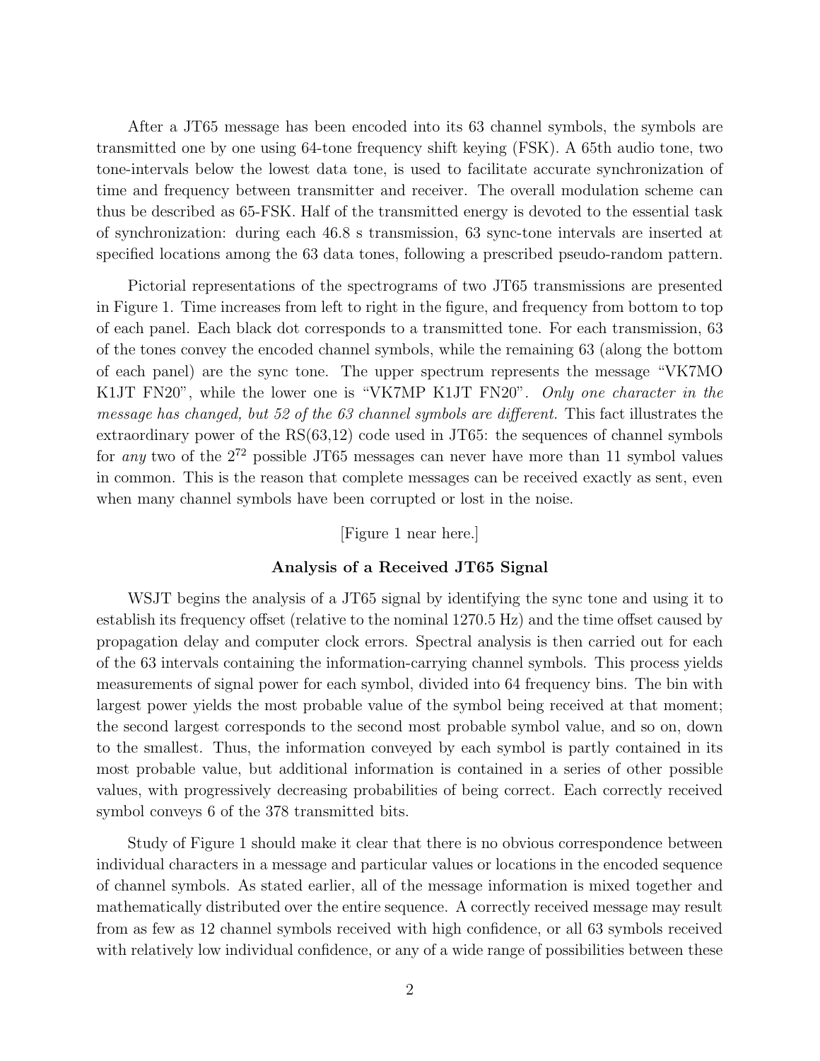After a JT65 message has been encoded into its 63 channel symbols, the symbols are transmitted one by one using 64-tone frequency shift keying (FSK). A 65th audio tone, two tone-intervals below the lowest data tone, is used to facilitate accurate synchronization of time and frequency between transmitter and receiver. The overall modulation scheme can thus be described as 65-FSK. Half of the transmitted energy is devoted to the essential task of synchronization: during each 46.8 s transmission, 63 sync-tone intervals are inserted at specified locations among the 63 data tones, following a prescribed pseudo-random pattern.

Pictorial representations of the spectrograms of two JT65 transmissions are presented in Figure 1. Time increases from left to right in the figure, and frequency from bottom to top of each panel. Each black dot corresponds to a transmitted tone. For each transmission, 63 of the tones convey the encoded channel symbols, while the remaining 63 (along the bottom of each panel) are the sync tone. The upper spectrum represents the message "VK7MO K1JT FN20", while the lower one is "VK7MP K1JT FN20". *Only one character in the message has changed, but 52 of the 63 channel symbols are different.* This fact illustrates the extraordinary power of the RS(63,12) code used in JT65: the sequences of channel symbols for *any* two of the $2^{72}$ possible JT65 messages can never have more than 11 symbol values in common. This is the reason that complete messages can be received exactly as sent, even when many channel symbols have been corrupted or lost in the noise.

[Figure 1 near here.]

### Analysis of a Received JT65 Signal

WSJT begins the analysis of a JT65 signal by identifying the sync tone and using it to establish its frequency offset (relative to the nominal 1270.5 Hz) and the time offset caused by propagation delay and computer clock errors. Spectral analysis is then carried out for each of the 63 intervals containing the information-carrying channel symbols. This process yields measurements of signal power for each symbol, divided into 64 frequency bins. The bin with largest power yields the most probable value of the symbol being received at that moment; the second largest corresponds to the second most probable symbol value, and so on, down to the smallest. Thus, the information conveyed by each symbol is partly contained in its most probable value, but additional information is contained in a series of other possible values, with progressively decreasing probabilities of being correct. Each correctly received symbol conveys 6 of the 378 transmitted bits.

Study of Figure 1 should make it clear that there is no obvious correspondence between individual characters in a message and particular values or locations in the encoded sequence of channel symbols. As stated earlier, all of the message information is mixed together and mathematically distributed over the entire sequence. A correctly received message may result from as few as 12 channel symbols received with high confidence, or all 63 symbols received with relatively low individual confidence, or any of a wide range of possibilities between these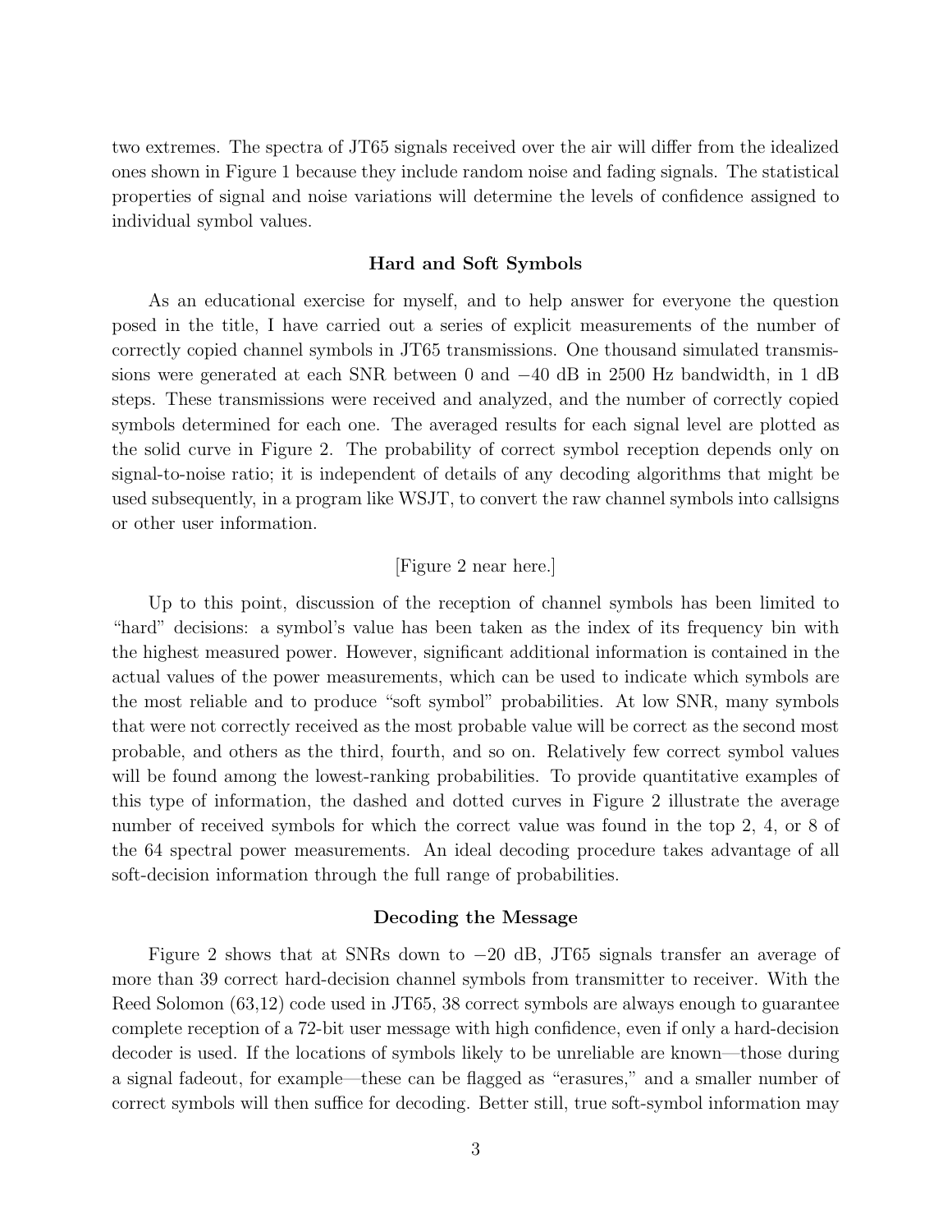two extremes. The spectra of JT65 signals received over the air will differ from the idealized ones shown in Figure 1 because they include random noise and fading signals. The statistical properties of signal and noise variations will determine the levels of confidence assigned to individual symbol values.

## Hard and Soft Symbols

As an educational exercise for myself, and to help answer for everyone the question posed in the title, I have carried out a series of explicit measurements of the number of correctly copied channel symbols in JT65 transmissions. One thousand simulated transmissions were generated at each SNR between 0 and −40 dB in 2500 Hz bandwidth, in 1 dB steps. These transmissions were received and analyzed, and the number of correctly copied symbols determined for each one. The averaged results for each signal level are plotted as the solid curve in Figure 2. The probability of correct symbol reception depends only on signal-to-noise ratio; it is independent of details of any decoding algorithms that might be used subsequently, in a program like WSJT, to convert the raw channel symbols into callsigns or other user information.

[Figure 2 near here.]

Up to this point, discussion of the reception of channel symbols has been limited to "hard" decisions: a symbol's value has been taken as the index of its frequency bin with the highest measured power. However, significant additional information is contained in the actual values of the power measurements, which can be used to indicate which symbols are the most reliable and to produce "soft symbol" probabilities. At low SNR, many symbols that were not correctly received as the most probable value will be correct as the second most probable, and others as the third, fourth, and so on. Relatively few correct symbol values will be found among the lowest-ranking probabilities. To provide quantitative examples of this type of information, the dashed and dotted curves in Figure 2 illustrate the average number of received symbols for which the correct value was found in the top 2, 4, or 8 of the 64 spectral power measurements. An ideal decoding procedure takes advantage of all soft-decision information through the full range of probabilities.

## Decoding the Message

Figure 2 shows that at SNRs down to −20 dB, JT65 signals transfer an average of more than 39 correct hard-decision channel symbols from transmitter to receiver. With the Reed Solomon (63,12) code used in JT65, 38 correct symbols are always enough to guarantee complete reception of a 72-bit user message with high confidence, even if only a hard-decision decoder is used. If the locations of symbols likely to be unreliable are known—those during a signal fadeout, for example—these can be flagged as "erasures," and a smaller number of correct symbols will then suffice for decoding. Better still, true soft-symbol information may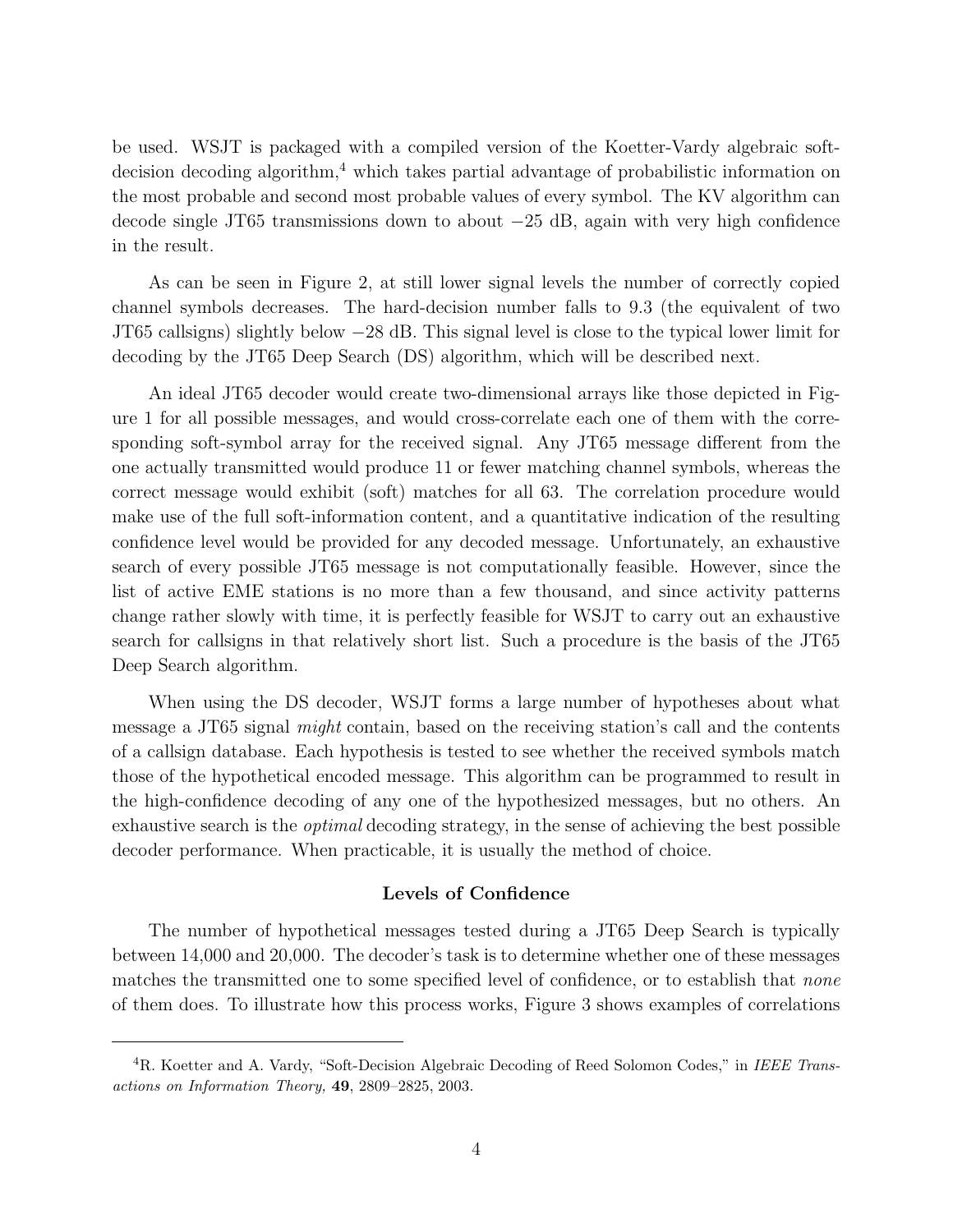be used. WSJT is packaged with a compiled version of the Koetter-Vardy algebraic soft-decision decoding algorithm,[4] which takes partial advantage of probabilistic information on the most probable and second most probable values of every symbol. The KV algorithm can decode single JT65 transmissions down to about −25 dB, again with very high confidence in the result.

As can be seen in Figure 2, at still lower signal levels the number of correctly copied channel symbols decreases. The hard-decision number falls to 9.3 (the equivalent of two JT65 callsigns) slightly below −28 dB. This signal level is close to the typical lower limit for decoding by the JT65 Deep Search (DS) algorithm, which will be described next.

An ideal JT65 decoder would create two-dimensional arrays like those depicted in Figure 1 for all possible messages, and would cross-correlate each one of them with the corresponding soft-symbol array for the received signal. Any JT65 message different from the one actually transmitted would produce 11 or fewer matching channel symbols, whereas the correct message would exhibit (soft) matches for all 63. The correlation procedure would make use of the full soft-information content, and a quantitative indication of the resulting confidence level would be provided for any decoded message. Unfortunately, an exhaustive search of every possible JT65 message is not computationally feasible. However, since the list of active EME stations is no more than a few thousand, and since activity patterns change rather slowly with time, it is perfectly feasible for WSJT to carry out an exhaustive search for callsigns in that relatively short list. Such a procedure is the basis of the JT65 Deep Search algorithm.

When using the DS decoder, WSJT forms a large number of hypotheses about what message a JT65 signal *might* contain, based on the receiving station's call and the contents of a callsign database. Each hypothesis is tested to see whether the received symbols match those of the hypothetical encoded message. This algorithm can be programmed to result in the high-confidence decoding of any one of the hypothesized messages, but no others. An exhaustive search is the *optimal* decoding strategy, in the sense of achieving the best possible decoder performance. When practicable, it is usually the method of choice.

### Levels of Confidence

The number of hypothetical messages tested during a JT65 Deep Search is typically between 14,000 and 20,000. The decoder's task is to determine whether one of these messages matches the transmitted one to some specified level of confidence, or to establish that *none* of them does. To illustrate how this process works, Figure 3 shows examples of correlations

[4] R. Koetter and A. Vardy, "Soft-Decision Algebraic Decoding of Reed Solomon Codes," in *IEEE Transactions on Information Theory,* **49**, 2809–2825, 2003.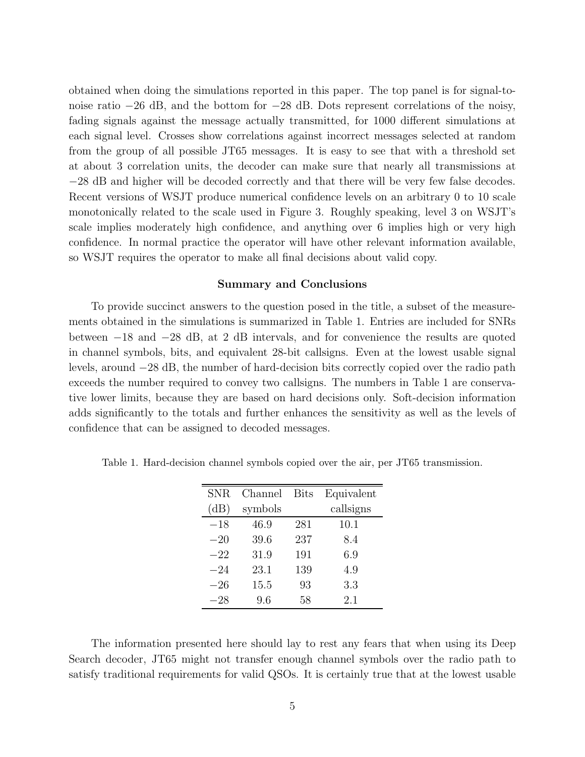obtained when doing the simulations reported in this paper. The top panel is for signal-to-noise ratio −26 dB, and the bottom for −28 dB. Dots represent correlations of the noisy, fading signals against the message actually transmitted, for 1000 different simulations at each signal level. Crosses show correlations against incorrect messages selected at random from the group of all possible JT65 messages. It is easy to see that with a threshold set at about 3 correlation units, the decoder can make sure that nearly all transmissions at −28 dB and higher will be decoded correctly and that there will be very few false decodes. Recent versions of WSJT produce numerical confidence levels on an arbitrary 0 to 10 scale monotonically related to the scale used in Figure 3. Roughly speaking, level 3 on WSJT's scale implies moderately high confidence, and anything over 6 implies high or very high confidence. In normal practice the operator will have other relevant information available, so WSJT requires the operator to make all final decisions about valid copy.

## Summary and Conclusions

To provide succinct answers to the question posed in the title, a subset of the measurements obtained in the simulations is summarized in Table 1. Entries are included for SNRs between −18 and −28 dB, at 2 dB intervals, and for convenience the results are quoted in channel symbols, bits, and equivalent 28-bit callsigns. Even at the lowest usable signal levels, around −28 dB, the number of hard-decision bits correctly copied over the radio path exceeds the number required to convey two callsigns. The numbers in Table 1 are conservative lower limits, because they are based on hard decisions only. Soft-decision information adds significantly to the totals and further enhances the sensitivity as well as the levels of confidence that can be assigned to decoded messages.

Table 1. Hard-decision channel symbols copied over the air, per JT65 transmission.

| SNR (dB) | Channel symbols | Bits | Equivalent callsigns |
|---|---|---|---|
| −18 | 46.9 | 281 | 10.1 |
| −20 | 39.6 | 237 | 8.4 |
| −22 | 31.9 | 191 | 6.9 |
| −24 | 23.1 | 139 | 4.9 |
| −26 | 15.5 | 93 | 3.3 |
| −28 | 9.6 | 58 | 2.1 |

The information presented here should lay to rest any fears that when using its Deep Search decoder, JT65 might not transfer enough channel symbols over the radio path to satisfy traditional requirements for valid QSOs. It is certainly true that at the lowest usable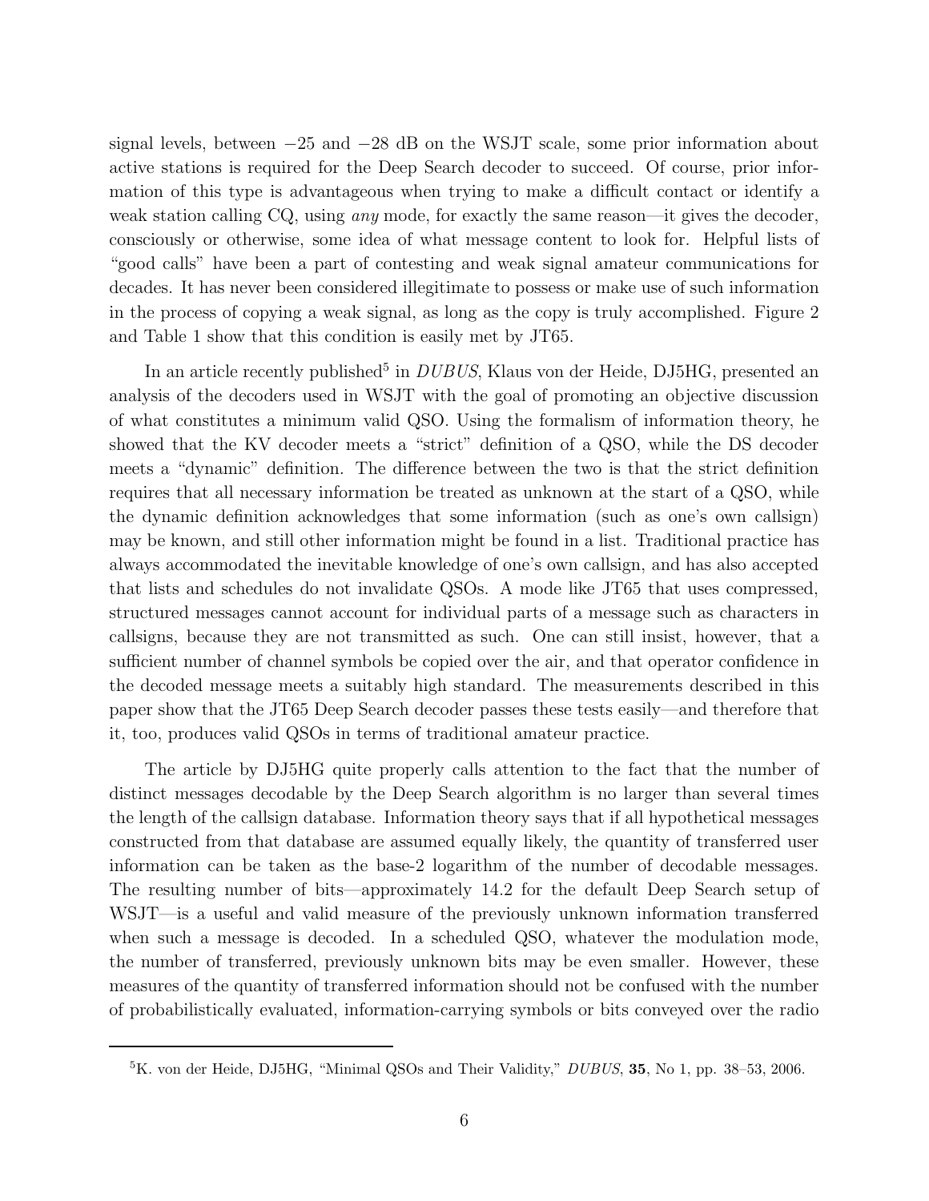signal levels, between −25 and −28 dB on the WSJT scale, some prior information about active stations is required for the Deep Search decoder to succeed. Of course, prior information of this type is advantageous when trying to make a difficult contact or identify a weak station calling CQ, using *any* mode, for exactly the same reason—it gives the decoder, consciously or otherwise, some idea of what message content to look for. Helpful lists of "good calls" have been a part of contesting and weak signal amateur communications for decades. It has never been considered illegitimate to possess or make use of such information in the process of copying a weak signal, as long as the copy is truly accomplished. Figure 2 and Table 1 show that this condition is easily met by JT65.

In an article recently published[5] in *DUBUS*, Klaus von der Heide, DJ5HG, presented an analysis of the decoders used in WSJT with the goal of promoting an objective discussion of what constitutes a minimum valid QSO. Using the formalism of information theory, he showed that the KV decoder meets a "strict" definition of a QSO, while the DS decoder meets a "dynamic" definition. The difference between the two is that the strict definition requires that all necessary information be treated as unknown at the start of a QSO, while the dynamic definition acknowledges that some information (such as one's own callsign) may be known, and still other information might be found in a list. Traditional practice has always accommodated the inevitable knowledge of one's own callsign, and has also accepted that lists and schedules do not invalidate QSOs. A mode like JT65 that uses compressed, structured messages cannot account for individual parts of a message such as characters in callsigns, because they are not transmitted as such. One can still insist, however, that a sufficient number of channel symbols be copied over the air, and that operator confidence in the decoded message meets a suitably high standard. The measurements described in this paper show that the JT65 Deep Search decoder passes these tests easily—and therefore that it, too, produces valid QSOs in terms of traditional amateur practice.

The article by DJ5HG quite properly calls attention to the fact that the number of distinct messages decodable by the Deep Search algorithm is no larger than several times the length of the callsign database. Information theory says that if all hypothetical messages constructed from that database are assumed equally likely, the quantity of transferred user information can be taken as the base-2 logarithm of the number of decodable messages. The resulting number of bits—approximately 14.2 for the default Deep Search setup of WSJT—is a useful and valid measure of the previously unknown information transferred when such a message is decoded. In a scheduled QSO, whatever the modulation mode, the number of transferred, previously unknown bits may be even smaller. However, these measures of the quantity of transferred information should not be confused with the number of probabilistically evaluated, information-carrying symbols or bits conveyed over the radio

[5] K. von der Heide, DJ5HG, "Minimal QSOs and Their Validity," *DUBUS*, **35**, No 1, pp. 38–53, 2006.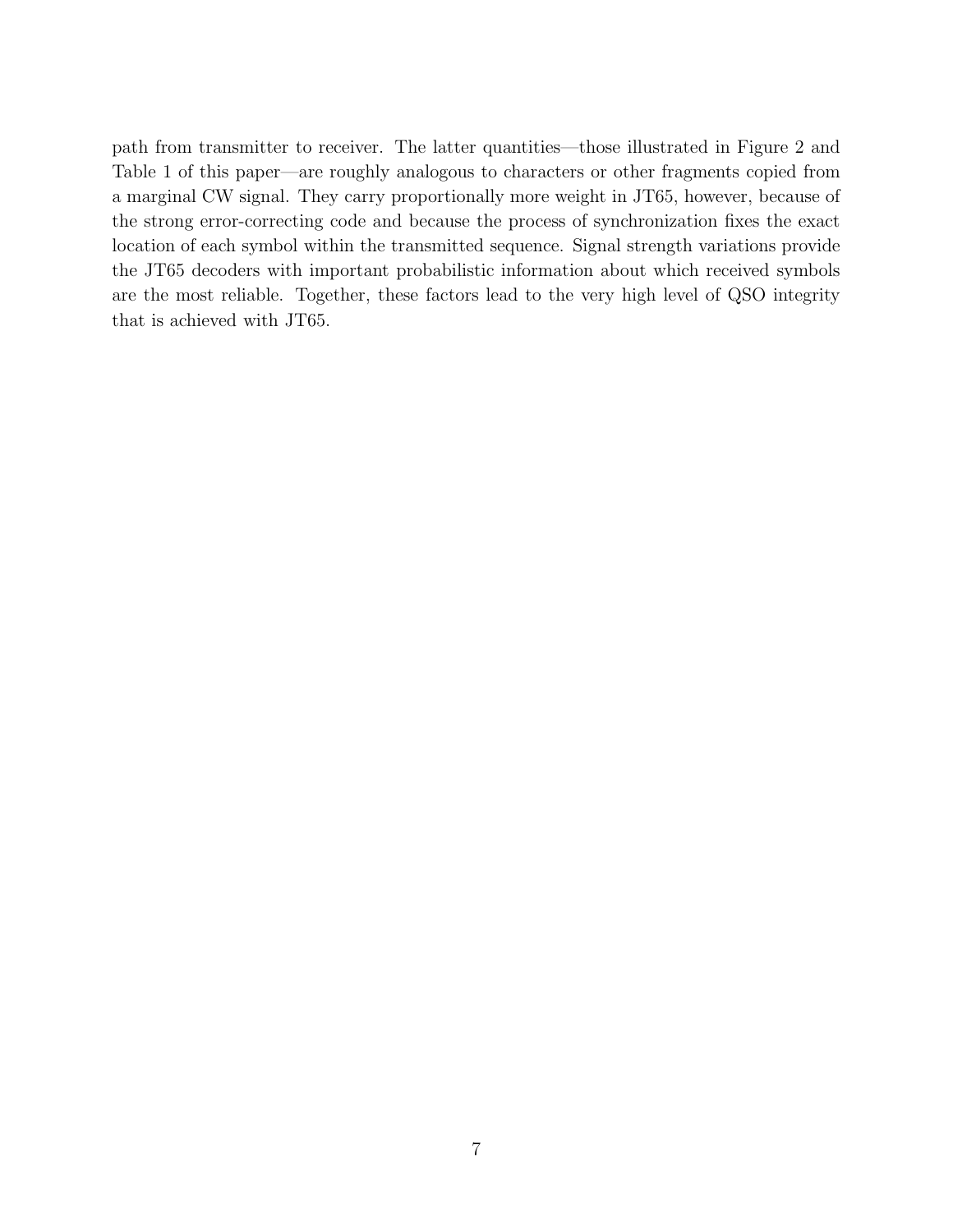path from transmitter to receiver. The latter quantities—those illustrated in Figure 2 and Table 1 of this paper—are roughly analogous to characters or other fragments copied from a marginal CW signal. They carry proportionally more weight in JT65, however, because of the strong error-correcting code and because the process of synchronization fixes the exact location of each symbol within the transmitted sequence. Signal strength variations provide the JT65 decoders with important probabilistic information about which received symbols are the most reliable. Together, these factors lead to the very high level of QSO integrity that is achieved with JT65.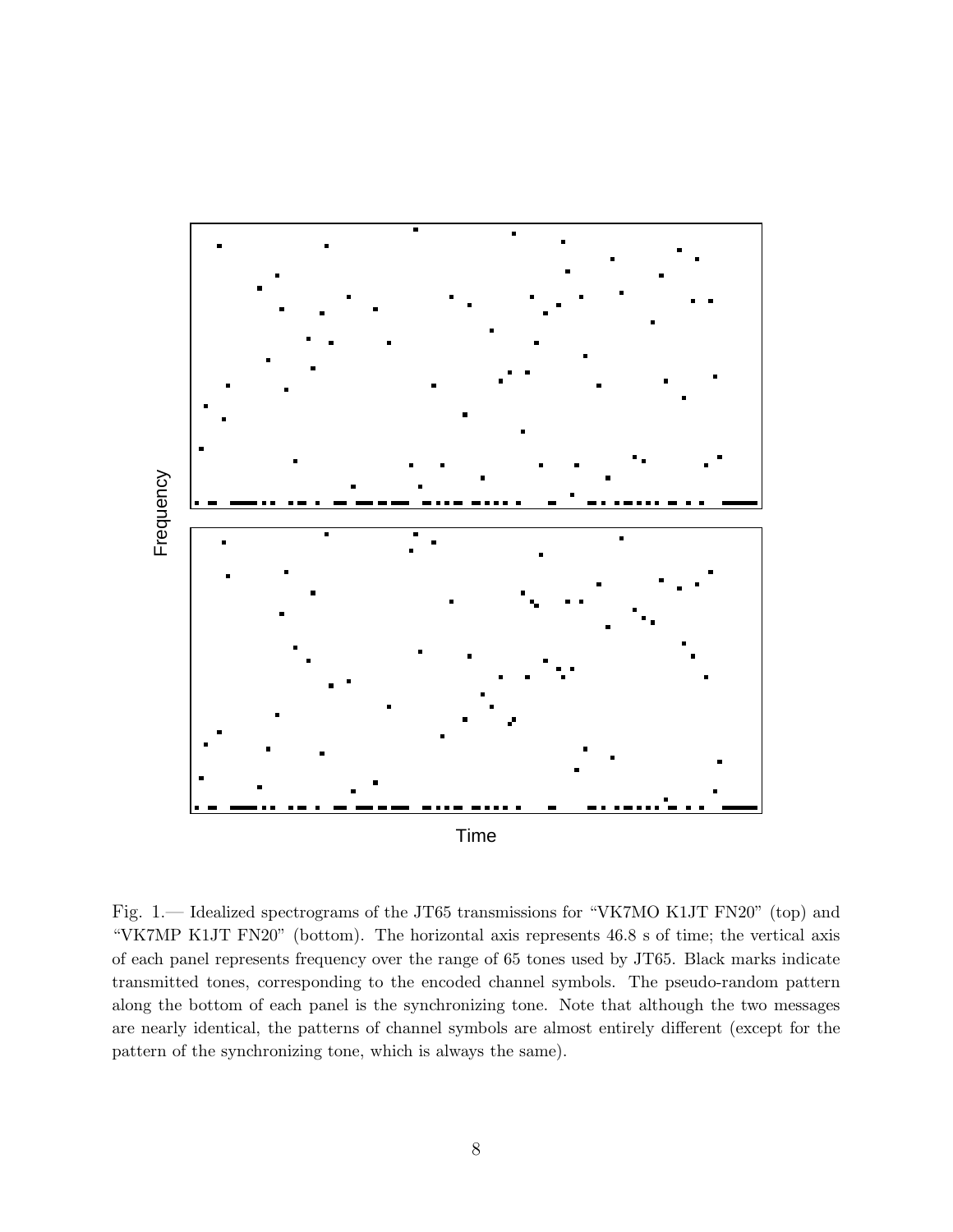Frequency

Time

Fig. 1.— Idealized spectrograms of the JT65 transmissions for "VK7MO K1JT FN20" (top) and "VK7MP K1JT FN20" (bottom). The horizontal axis represents 46.8 s of time; the vertical axis of each panel represents frequency over the range of 65 tones used by JT65. Black marks indicate transmitted tones, corresponding to the encoded channel symbols. The pseudo-random pattern along the bottom of each panel is the synchronizing tone. Note that although the two messages are nearly identical, the patterns of channel symbols are almost entirely different (except for the pattern of the synchronizing tone, which is always the same).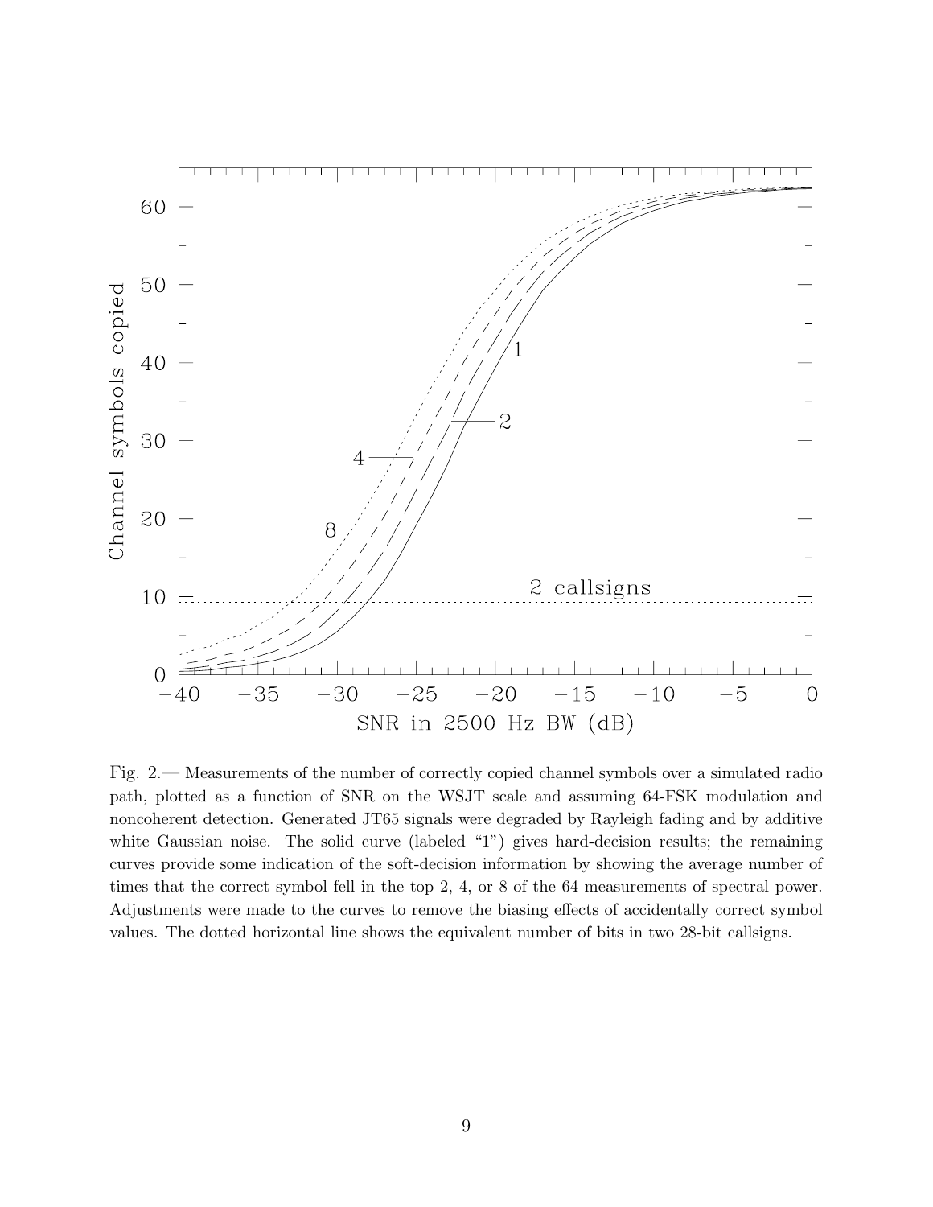Channel symbols copied

SNR in 2500 Hz BW (dB)

60
50
40
30
20
10
0

−40 −35 −30 −25 −20 −15 −10 −5 0

1
2
4
8

2 callsigns

Fig. 2.— Measurements of the number of correctly copied channel symbols over a simulated radio path, plotted as a function of SNR on the WSJT scale and assuming 64-FSK modulation and noncoherent detection. Generated JT65 signals were degraded by Rayleigh fading and by additive white Gaussian noise. The solid curve (labeled "1") gives hard-decision results; the remaining curves provide some indication of the soft-decision information by showing the average number of times that the correct symbol fell in the top 2, 4, or 8 of the 64 measurements of spectral power. Adjustments were made to the curves to remove the biasing effects of accidentally correct symbol values. The dotted horizontal line shows the equivalent number of bits in two 28-bit callsigns.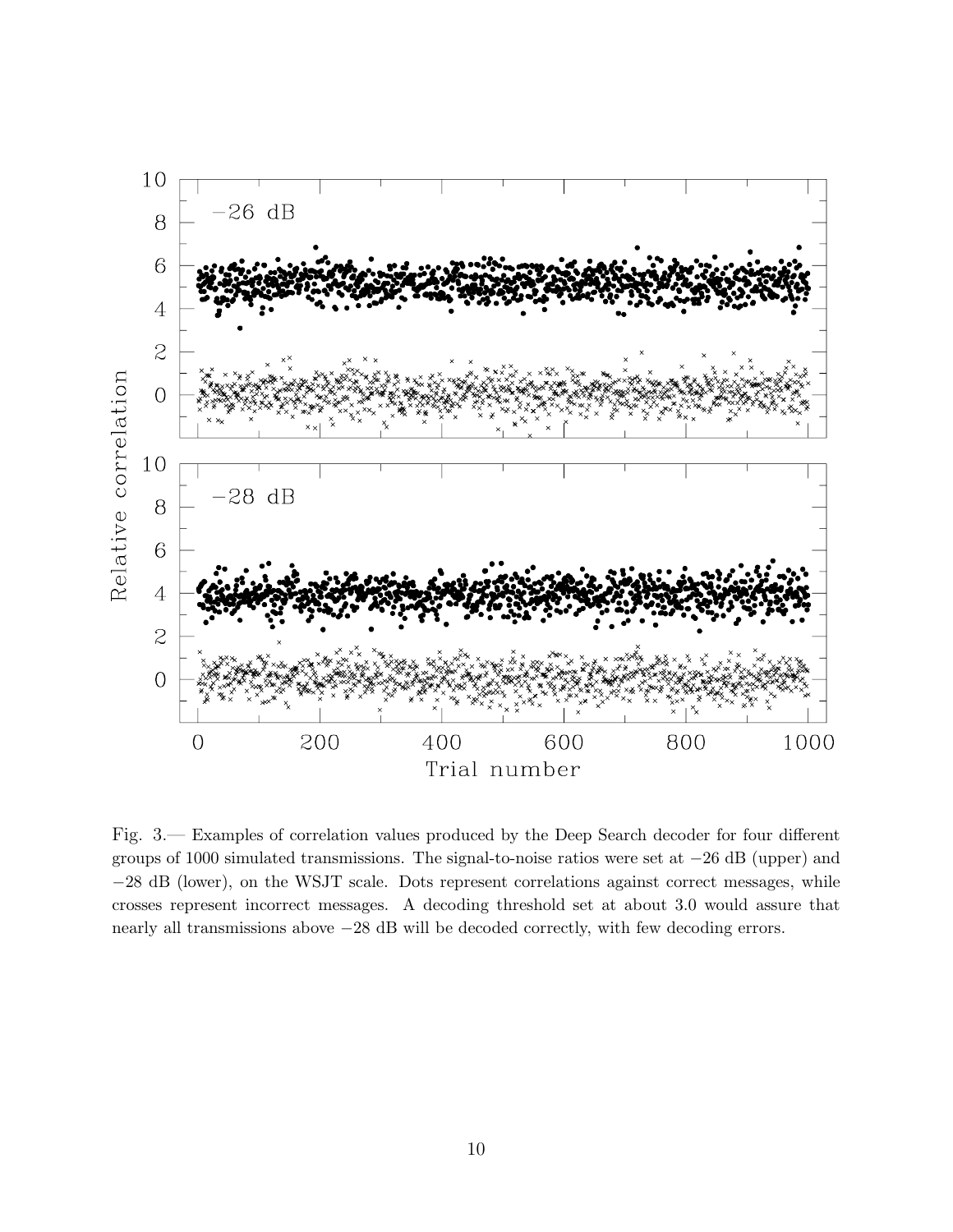10

8

−26 dB

6

4

2

0

Relative correlation

10

8

−28 dB

6

4

2

0

0 200 400 600 800 1000

Trial number

Fig. 3.— Examples of correlation values produced by the Deep Search decoder for four different groups of 1000 simulated transmissions. The signal-to-noise ratios were set at −26 dB (upper) and −28 dB (lower), on the WSJT scale. Dots represent correlations against correct messages, while crosses represent incorrect messages. A decoding threshold set at about 3.0 would assure that nearly all transmissions above −28 dB will be decoded correctly, with few decoding errors.